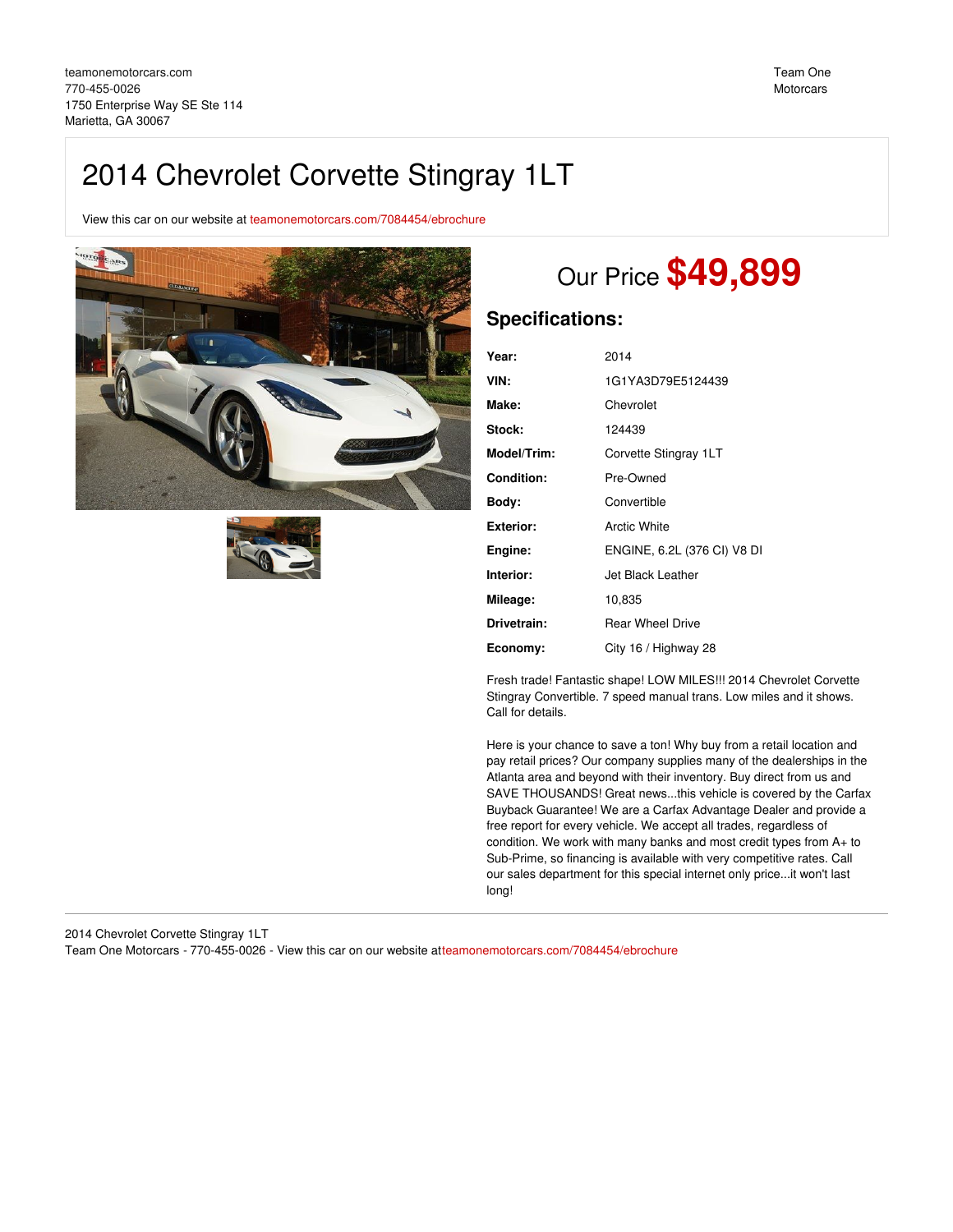teamonemotorcars.com
770-455-0026
1750 Enterprise Way SE Ste 114
Marietta, GA 30067

Team One Motorcars

# 2014 Chevrolet Corvette Stingray 1LT

View this car on our website at teamonemotorcars.com/7084454/ebrochure

## Our Price **$49,899**

### Specifications:

| | |
|---|---|
| **Year:** | 2014 |
| **VIN:** | 1G1YA3D79E5124439 |
| **Make:** | Chevrolet |
| **Stock:** | 124439 |
| **Model/Trim:** | Corvette Stingray 1LT |
| **Condition:** | Pre-Owned |
| **Body:** | Convertible |
| **Exterior:** | Arctic White |
| **Engine:** | ENGINE, 6.2L (376 CI) V8 DI |
| **Interior:** | Jet Black Leather |
| **Mileage:** | 10,835 |
| **Drivetrain:** | Rear Wheel Drive |
| **Economy:** | City 16 / Highway 28 |

Fresh trade! Fantastic shape! LOW MILES!!! 2014 Chevrolet Corvette Stingray Convertible. 7 speed manual trans. Low miles and it shows. Call for details.

Here is your chance to save a ton! Why buy from a retail location and pay retail prices? Our company supplies many of the dealerships in the Atlanta area and beyond with their inventory. Buy direct from us and SAVE THOUSANDS! Great news...this vehicle is covered by the Carfax Buyback Guarantee! We are a Carfax Advantage Dealer and provide a free report for every vehicle. We accept all trades, regardless of condition. We work with many banks and most credit types from A+ to Sub-Prime, so financing is available with very competitive rates. Call our sales department for this special internet only price...it won't last long!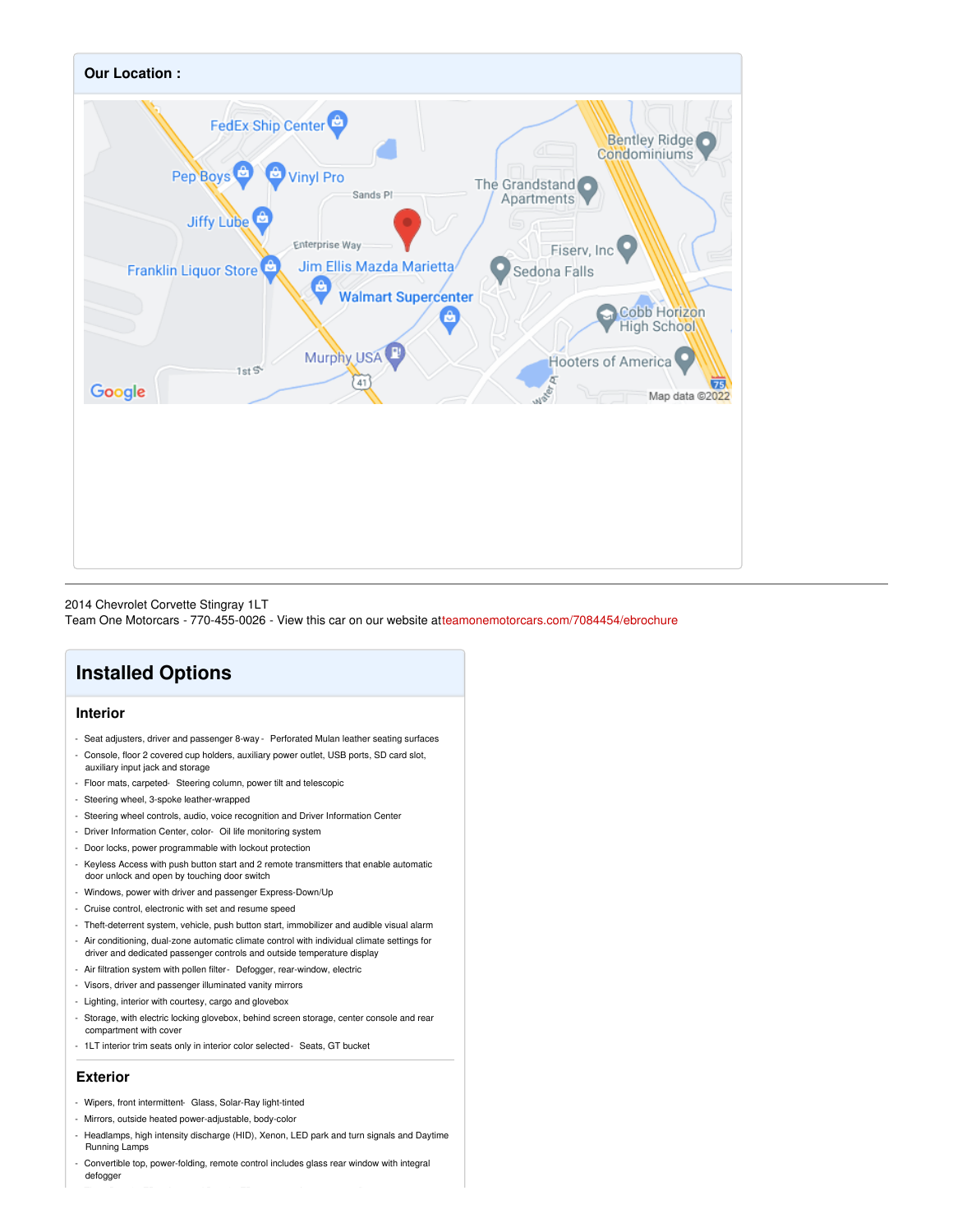## Our Location :

2014 Chevrolet Corvette Stingray 1LT
Team One Motorcars - 770-455-0026 - View this car on our website atteamonemotorcars.com/7084454/ebrochure

# Installed Options

## Interior

- Seat adjusters, driver and passenger 8-way - Perforated Mulan leather seating surfaces
- Console, floor 2 covered cup holders, auxiliary power outlet, USB ports, SD card slot, auxiliary input jack and storage
- Floor mats, carpeted - Steering column, power tilt and telescopic
- Steering wheel, 3-spoke leather-wrapped
- Steering wheel controls, audio, voice recognition and Driver Information Center
- Driver Information Center, color - Oil life monitoring system
- Door locks, power programmable with lockout protection
- Keyless Access with push button start and 2 remote transmitters that enable automatic door unlock and open by touching door switch
- Windows, power with driver and passenger Express-Down/Up
- Cruise control, electronic with set and resume speed
- Theft-deterrent system, vehicle, push button start, immobilizer and audible visual alarm
- Air conditioning, dual-zone automatic climate control with individual climate settings for driver and dedicated passenger controls and outside temperature display
- Air filtration system with pollen filter - Defogger, rear-window, electric
- Visors, driver and passenger illuminated vanity mirrors
- Lighting, interior with courtesy, cargo and glovebox
- Storage, with electric locking glovebox, behind screen storage, center console and rear compartment with cover
- 1LT interior trim seats only in interior color selected - Seats, GT bucket

## Exterior

- Wipers, front intermittent - Glass, Solar-Ray light-tinted
- Mirrors, outside heated power-adjustable, body-color
- Headlamps, high intensity discharge (HID), Xenon, LED park and turn signals and Daytime Running Lamps
- Convertible top, power-folding, remote control includes glass rear window with integral defogger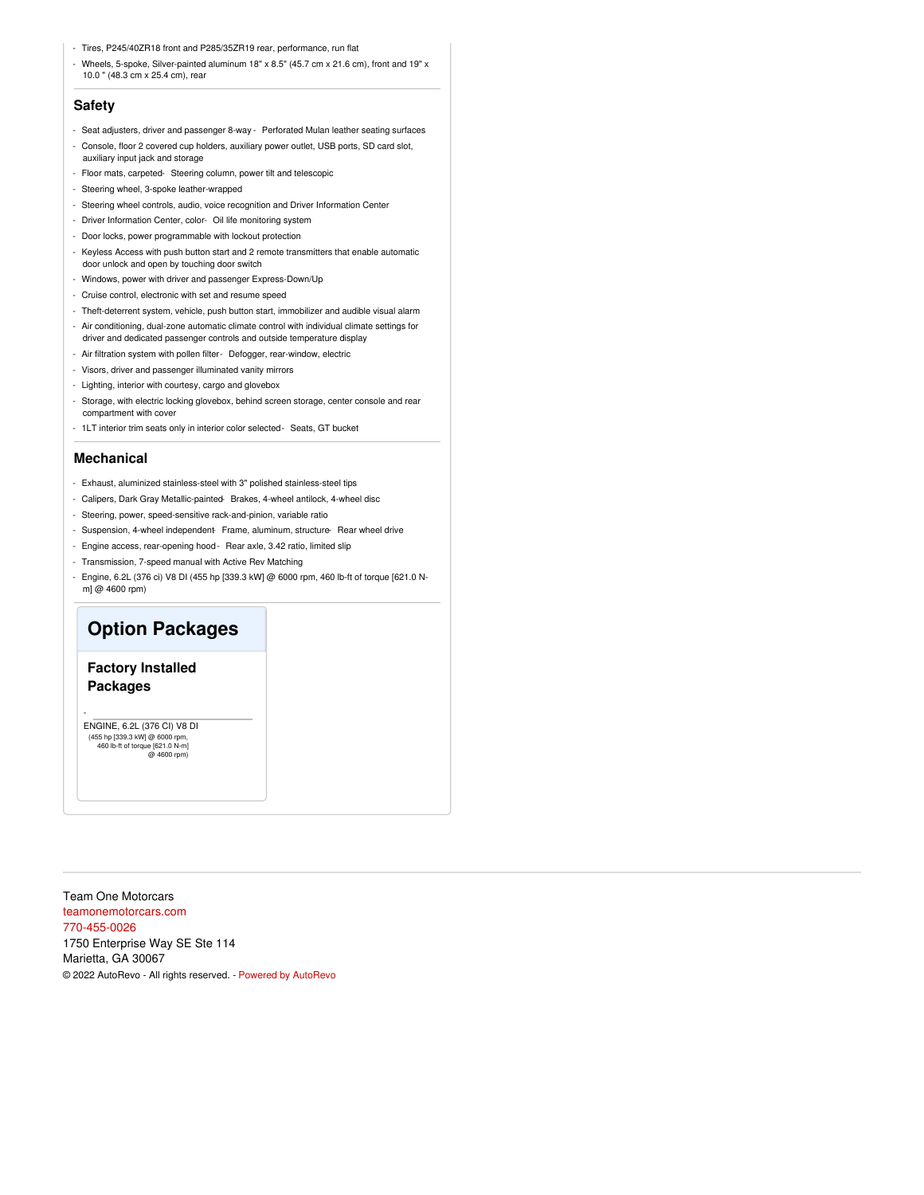- Tires, P245/40ZR18 front and P285/35ZR19 rear, performance, run flat
- Wheels, 5-spoke, Silver-painted aluminum 18" x 8.5" (45.7 cm x 21.6 cm), front and 19" x 10.0 " (48.3 cm x 25.4 cm), rear

## Safety

- Seat adjusters, driver and passenger 8-way
- Perforated Mulan leather seating surfaces
- Console, floor 2 covered cup holders, auxiliary power outlet, USB ports, SD card slot, auxiliary input jack and storage
- Floor mats, carpeted
- Steering column, power tilt and telescopic
- Steering wheel, 3-spoke leather-wrapped
- Steering wheel controls, audio, voice recognition and Driver Information Center
- Driver Information Center, color
- Oil life monitoring system
- Door locks, power programmable with lockout protection
- Keyless Access with push button start and 2 remote transmitters that enable automatic door unlock and open by touching door switch
- Windows, power with driver and passenger Express-Down/Up
- Cruise control, electronic with set and resume speed
- Theft-deterrent system, vehicle, push button start, immobilizer and audible visual alarm
- Air conditioning, dual-zone automatic climate control with individual climate settings for driver and dedicated passenger controls and outside temperature display
- Air filtration system with pollen filter
- Defogger, rear-window, electric
- Visors, driver and passenger illuminated vanity mirrors
- Lighting, interior with courtesy, cargo and glovebox
- Storage, with electric locking glovebox, behind screen storage, center console and rear compartment with cover
- 1LT interior trim seats only in interior color selected
- Seats, GT bucket

## Mechanical

- Exhaust, aluminized stainless-steel with 3" polished stainless-steel tips
- Calipers, Dark Gray Metallic-painted
- Brakes, 4-wheel antilock, 4-wheel disc
- Steering, power, speed-sensitive rack-and-pinion, variable ratio
- Suspension, 4-wheel independent
- Frame, aluminum, structure
- Rear wheel drive
- Engine access, rear-opening hood
- Rear axle, 3.42 ratio, limited slip
- Transmission, 7-speed manual with Active Rev Matching
- Engine, 6.2L (376 ci) V8 DI (455 hp [339.3 kW] @ 6000 rpm, 460 lb-ft of torque [621.0 N-m] @ 4600 rpm)

# Option Packages

### Factory Installed Packages

-

ENGINE, 6.2L (376 CI) V8 DI
(455 hp [339.3 kW] @ 6000 rpm, 460 lb-ft of torque [621.0 N-m] @ 4600 rpm)

Team One Motorcars
teamonemotorcars.com
770-455-0026
1750 Enterprise Way SE Ste 114
Marietta, GA 30067
© 2022 AutoRevo - All rights reserved. - Powered by AutoRevo